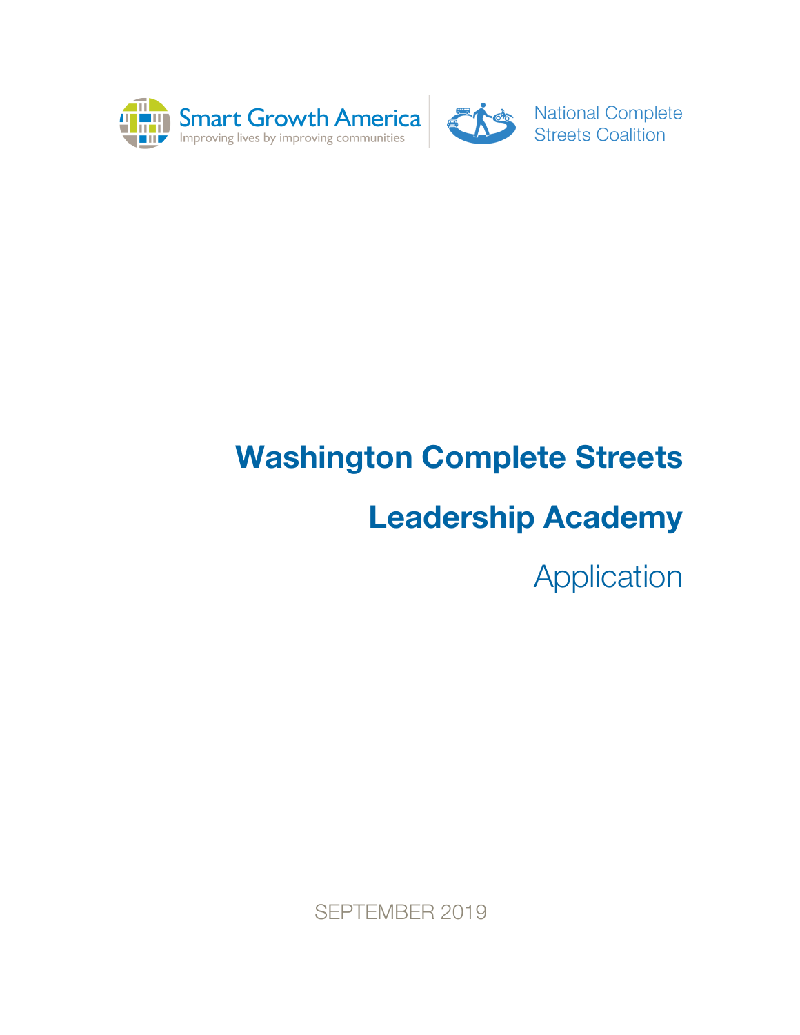Smart Growth America
Improving lives by improving communities

National Complete Streets Coalition

# Washington Complete Streets Leadership Academy

## Application

SEPTEMBER 2019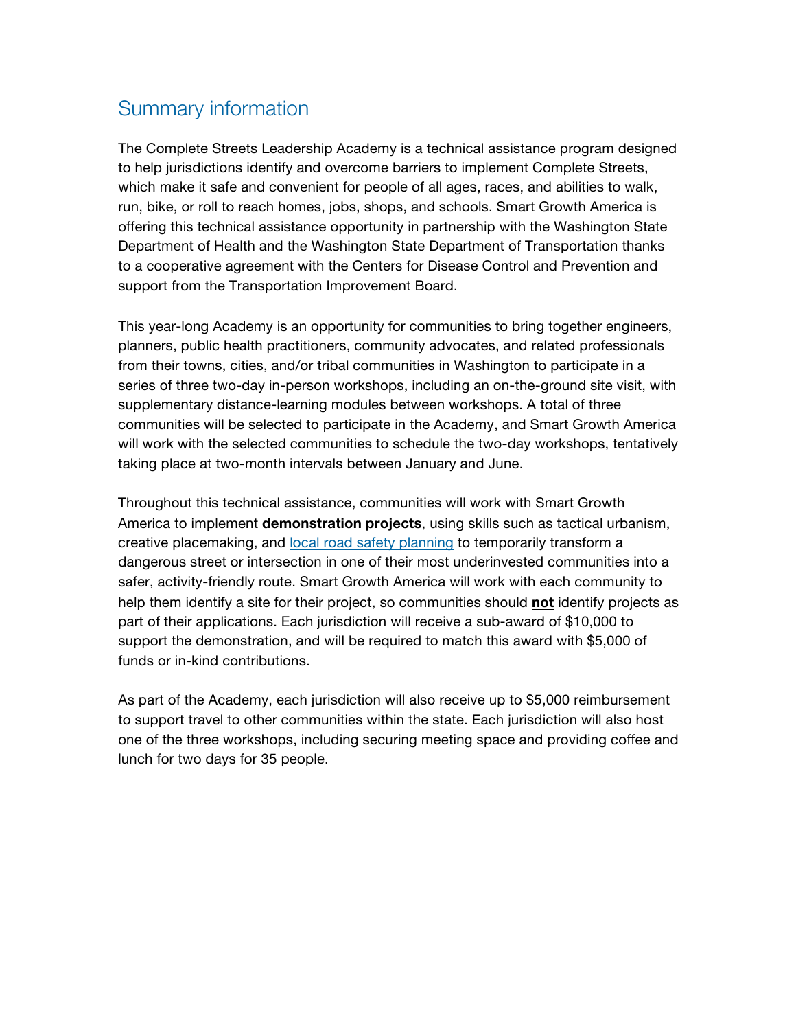## Summary information

The Complete Streets Leadership Academy is a technical assistance program designed to help jurisdictions identify and overcome barriers to implement Complete Streets, which make it safe and convenient for people of all ages, races, and abilities to walk, run, bike, or roll to reach homes, jobs, shops, and schools. Smart Growth America is offering this technical assistance opportunity in partnership with the Washington State Department of Health and the Washington State Department of Transportation thanks to a cooperative agreement with the Centers for Disease Control and Prevention and support from the Transportation Improvement Board.

This year-long Academy is an opportunity for communities to bring together engineers, planners, public health practitioners, community advocates, and related professionals from their towns, cities, and/or tribal communities in Washington to participate in a series of three two-day in-person workshops, including an on-the-ground site visit, with supplementary distance-learning modules between workshops. A total of three communities will be selected to participate in the Academy, and Smart Growth America will work with the selected communities to schedule the two-day workshops, tentatively taking place at two-month intervals between January and June.

Throughout this technical assistance, communities will work with Smart Growth America to implement **demonstration projects**, using skills such as tactical urbanism, creative placemaking, and local road safety planning to temporarily transform a dangerous street or intersection in one of their most underinvested communities into a safer, activity-friendly route. Smart Growth America will work with each community to help them identify a site for their project, so communities should **not** identify projects as part of their applications. Each jurisdiction will receive a sub-award of $10,000 to support the demonstration, and will be required to match this award with $5,000 of funds or in-kind contributions.

As part of the Academy, each jurisdiction will also receive up to $5,000 reimbursement to support travel to other communities within the state. Each jurisdiction will also host one of the three workshops, including securing meeting space and providing coffee and lunch for two days for 35 people.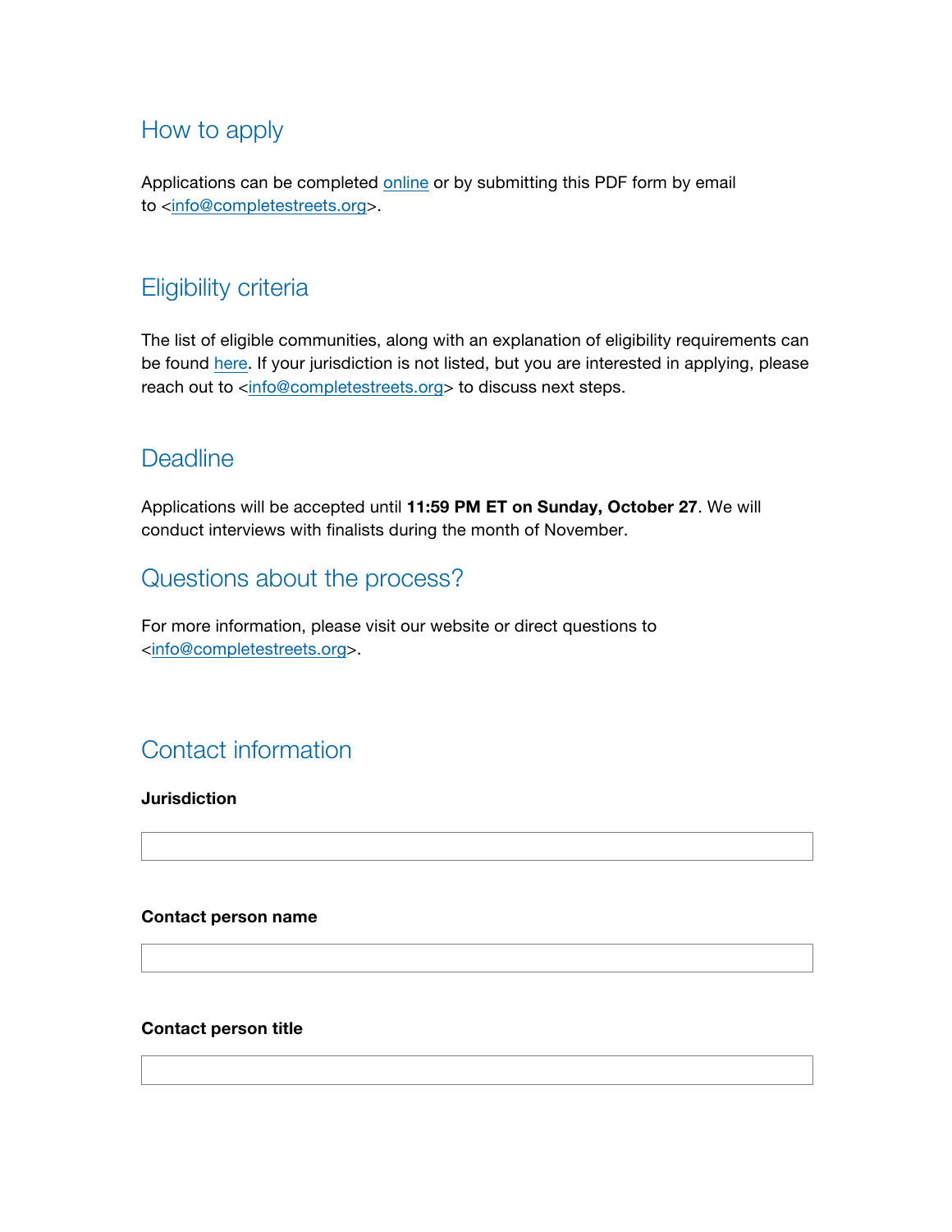## How to apply

Applications can be completed online or by submitting this PDF form by email to <info@completestreets.org>.

## Eligibility criteria

The list of eligible communities, along with an explanation of eligibility requirements can be found here. If your jurisdiction is not listed, but you are interested in applying, please reach out to <info@completestreets.org> to discuss next steps.

## Deadline

Applications will be accepted until **11:59 PM ET on Sunday, October 27**. We will conduct interviews with finalists during the month of November.

## Questions about the process?

For more information, please visit our website or direct questions to <info@completestreets.org>.

## Contact information

**Jurisdiction**

**Contact person name**

**Contact person title**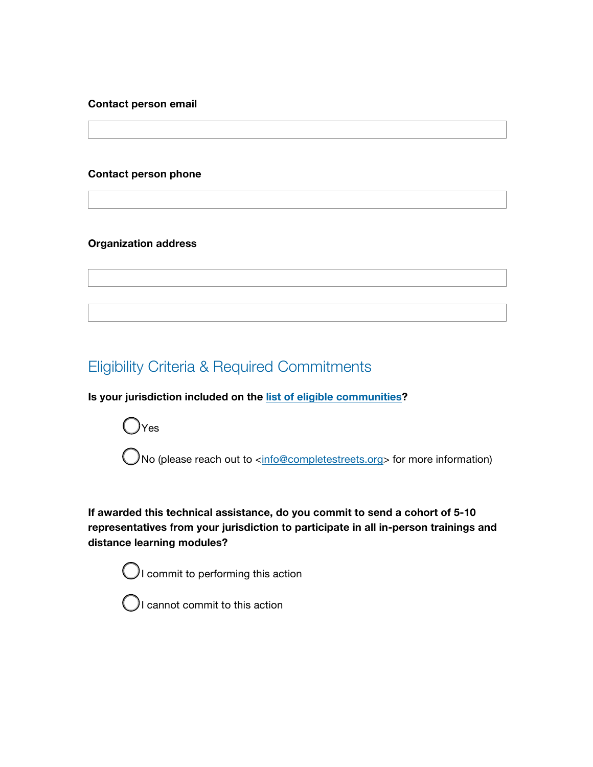**Contact person email**

**Contact person phone**

**Organization address**

## Eligibility Criteria & Required Commitments

**Is your jurisdiction included on the list of eligible communities?**

- ◯ Yes
- ◯ No (please reach out to <info@completestreets.org> for more information)

**If awarded this technical assistance, do you commit to send a cohort of 5-10 representatives from your jurisdiction to participate in all in-person trainings and distance learning modules?**

- ◯ I commit to performing this action
- ◯ I cannot commit to this action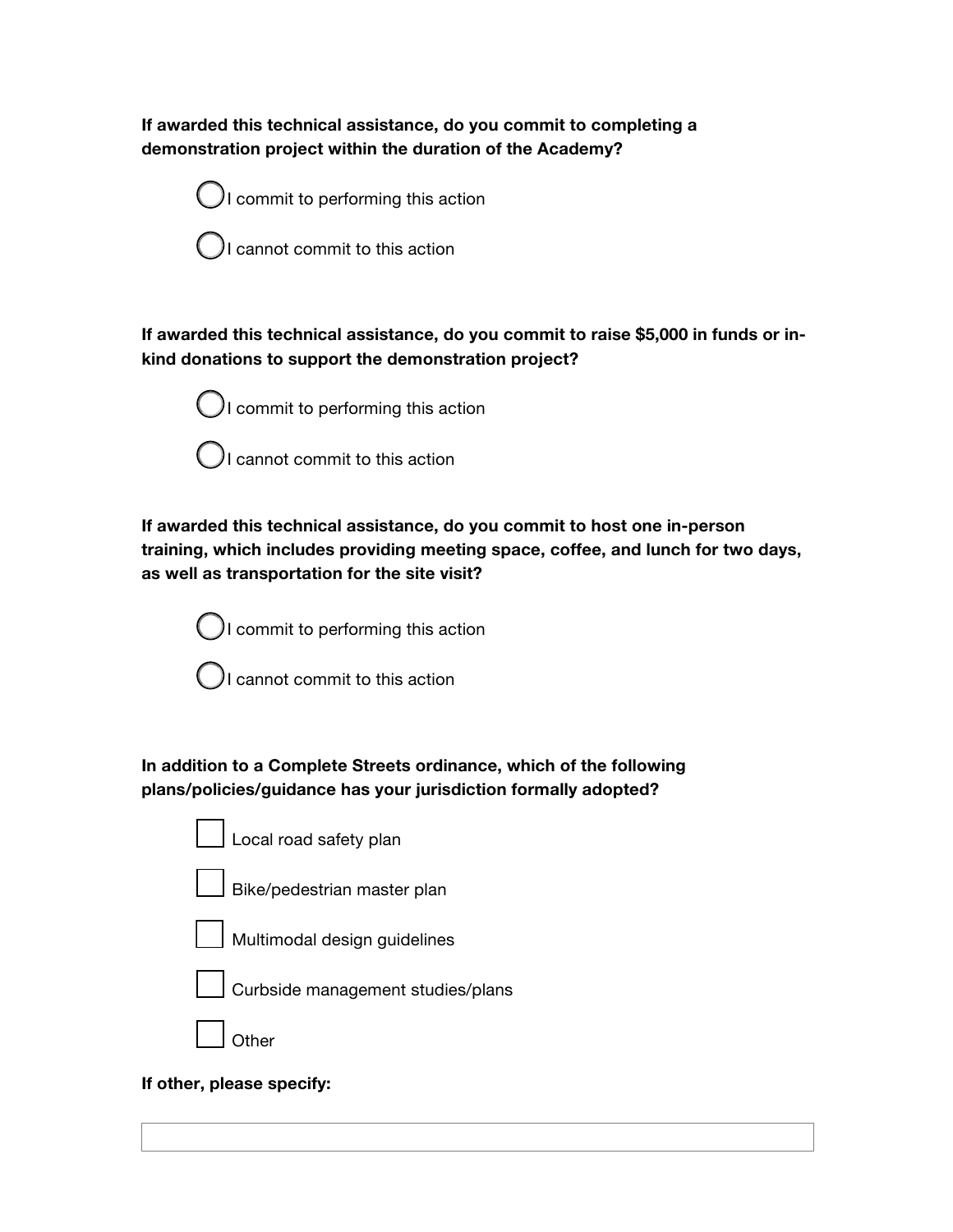**If awarded this technical assistance, do you commit to completing a demonstration project within the duration of the Academy?**

- ◯ I commit to performing this action
- ◯ I cannot commit to this action

**If awarded this technical assistance, do you commit to raise $5,000 in funds or in-kind donations to support the demonstration project?**

- ◯ I commit to performing this action
- ◯ I cannot commit to this action

**If awarded this technical assistance, do you commit to host one in-person training, which includes providing meeting space, coffee, and lunch for two days, as well as transportation for the site visit?**

- ◯ I commit to performing this action
- ◯ I cannot commit to this action

**In addition to a Complete Streets ordinance, which of the following plans/policies/guidance has your jurisdiction formally adopted?**

- [ ] Local road safety plan
- [ ] Bike/pedestrian master plan
- [ ] Multimodal design guidelines
- [ ] Curbside management studies/plans
- [ ] Other

**If other, please specify:**

| |
|---|
| |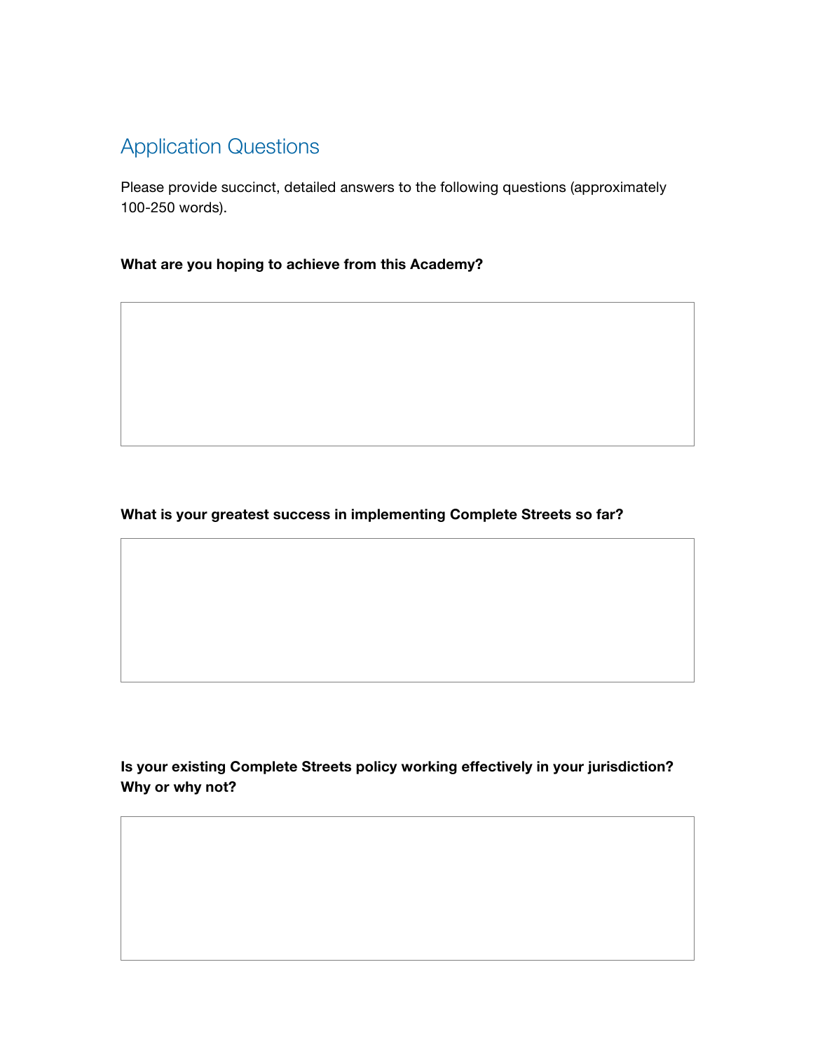## Application Questions

Please provide succinct, detailed answers to the following questions (approximately 100-250 words).

**What are you hoping to achieve from this Academy?**

**What is your greatest success in implementing Complete Streets so far?**

**Is your existing Complete Streets policy working effectively in your jurisdiction? Why or why not?**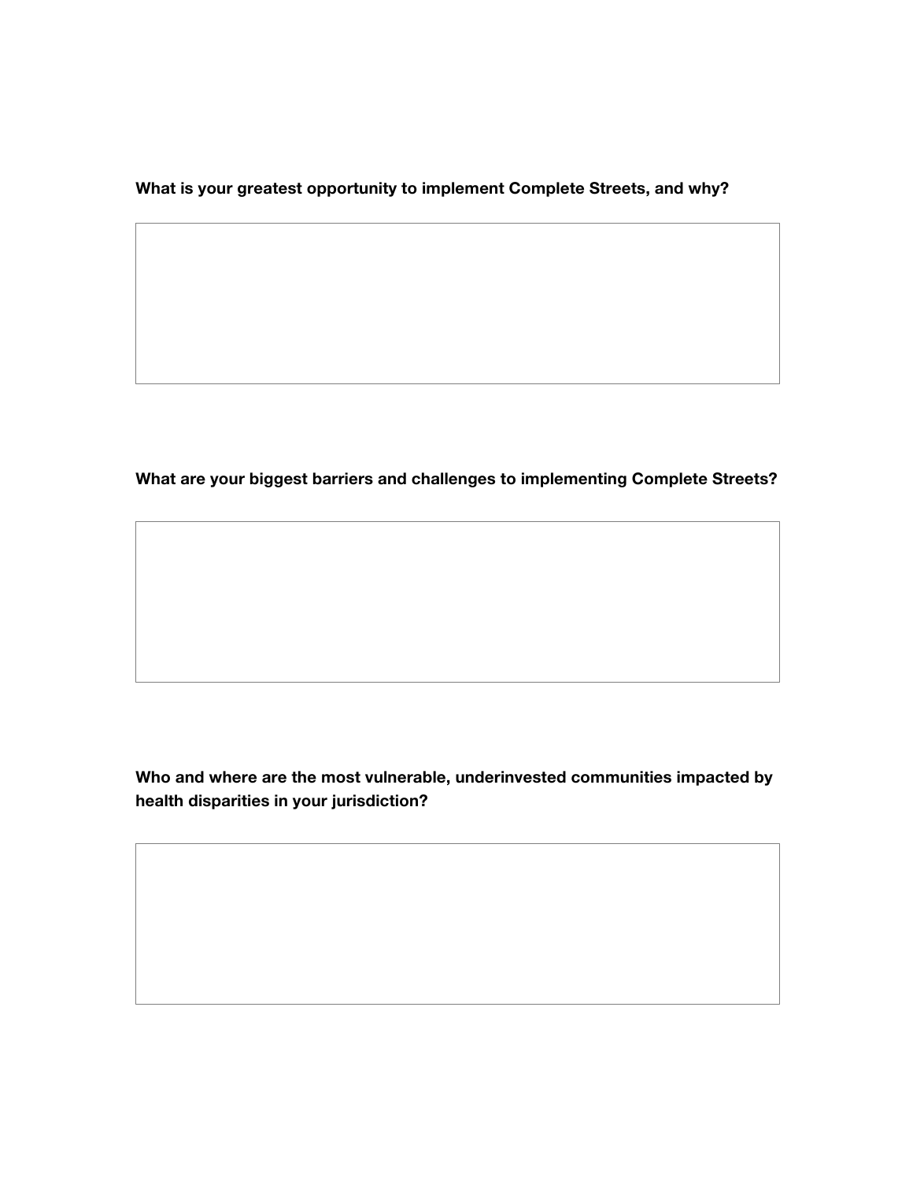**What is your greatest opportunity to implement Complete Streets, and why?**

**What are your biggest barriers and challenges to implementing Complete Streets?**

**Who and where are the most vulnerable, underinvested communities impacted by health disparities in your jurisdiction?**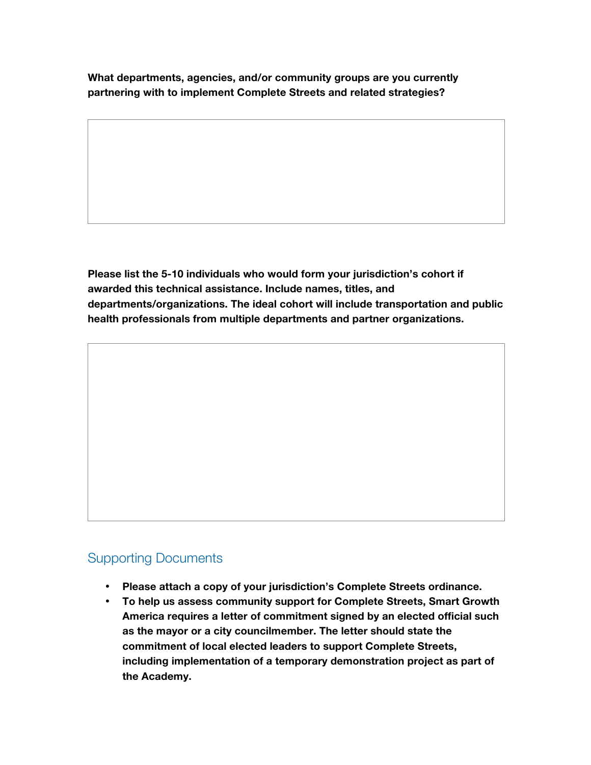**What departments, agencies, and/or community groups are you currently partnering with to implement Complete Streets and related strategies?**

**Please list the 5-10 individuals who would form your jurisdiction's cohort if awarded this technical assistance. Include names, titles, and departments/organizations. The ideal cohort will include transportation and public health professionals from multiple departments and partner organizations.**

## Supporting Documents

- **Please attach a copy of your jurisdiction's Complete Streets ordinance.**
- **To help us assess community support for Complete Streets, Smart Growth America requires a letter of commitment signed by an elected official such as the mayor or a city councilmember. The letter should state the commitment of local elected leaders to support Complete Streets, including implementation of a temporary demonstration project as part of the Academy.**